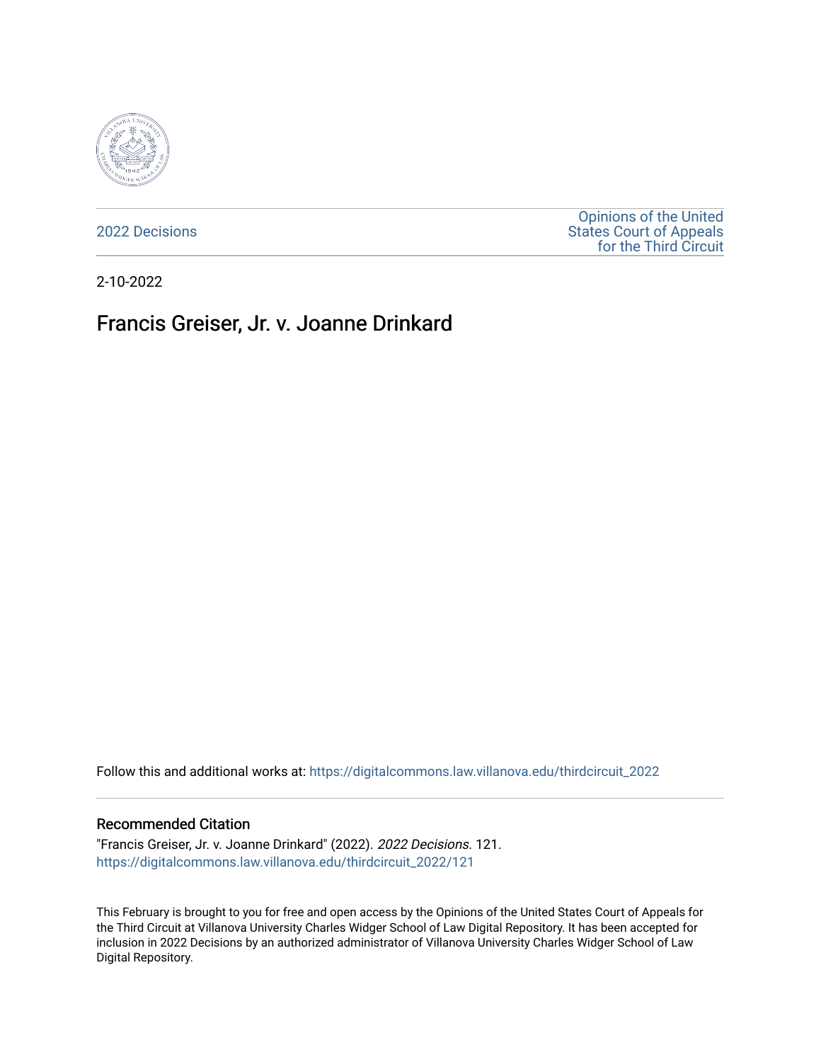2022 Decisions

Opinions of the United States Court of Appeals for the Third Circuit

2-10-2022

# Francis Greiser, Jr. v. Joanne Drinkard

Follow this and additional works at: https://digitalcommons.law.villanova.edu/thirdcircuit_2022

### Recommended Citation

"Francis Greiser, Jr. v. Joanne Drinkard" (2022). *2022 Decisions*. 121.
https://digitalcommons.law.villanova.edu/thirdcircuit_2022/121

This February is brought to you for free and open access by the Opinions of the United States Court of Appeals for the Third Circuit at Villanova University Charles Widger School of Law Digital Repository. It has been accepted for inclusion in 2022 Decisions by an authorized administrator of Villanova University Charles Widger School of Law Digital Repository.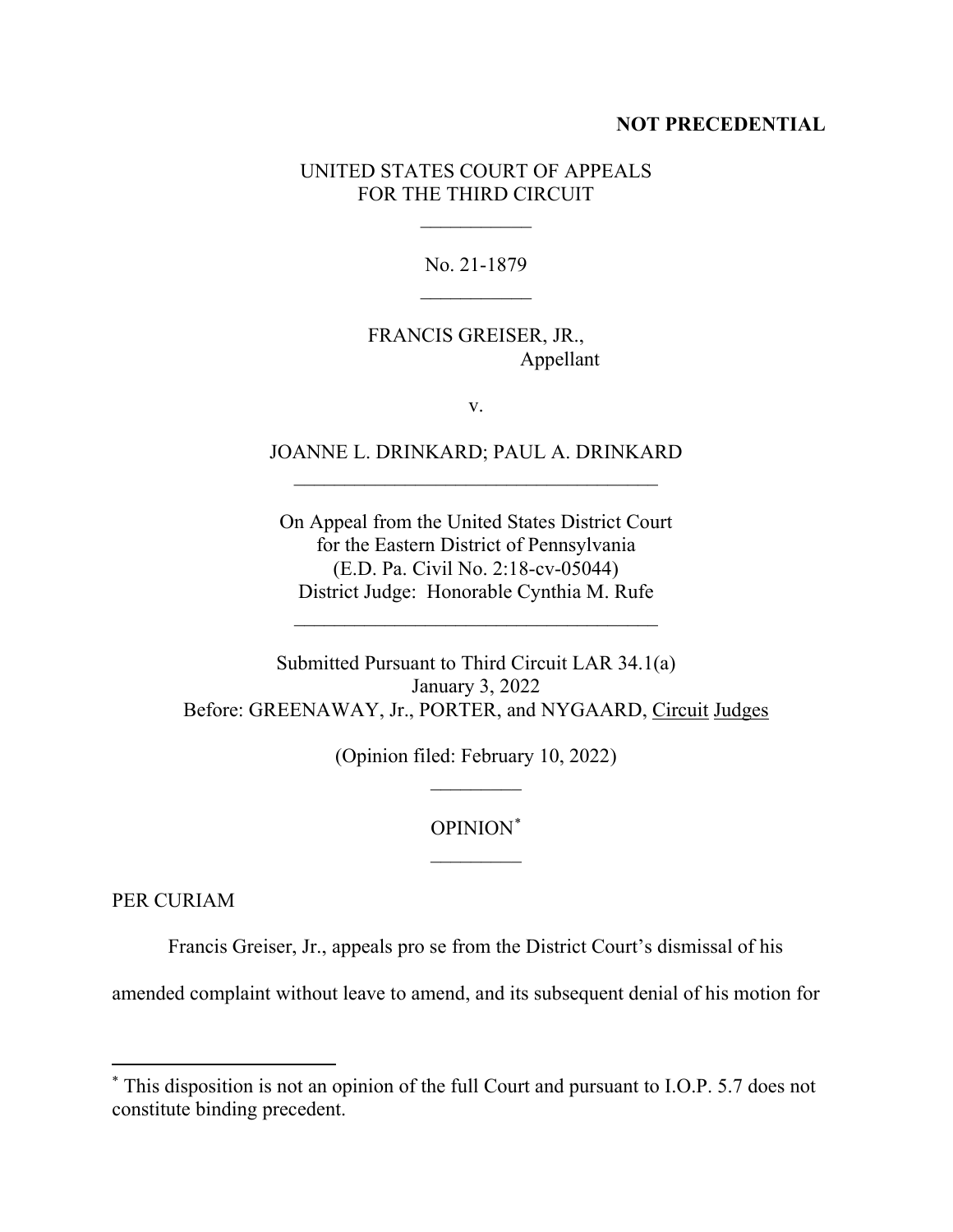**NOT PRECEDENTIAL**

UNITED STATES COURT OF APPEALS
FOR THE THIRD CIRCUIT

\_\_\_\_\_\_\_\_\_\_\_

No. 21-1879

\_\_\_\_\_\_\_\_\_\_\_

FRANCIS GREISER, JR.,
Appellant

v.

JOANNE L. DRINKARD; PAUL A. DRINKARD

\_\_\_\_\_\_\_\_\_\_\_\_\_\_\_\_\_\_\_\_\_\_\_\_\_\_\_\_\_\_\_\_\_\_\_\_

On Appeal from the United States District Court
for the Eastern District of Pennsylvania
(E.D. Pa. Civil No. 2:18-cv-05044)
District Judge: Honorable Cynthia M. Rufe

\_\_\_\_\_\_\_\_\_\_\_\_\_\_\_\_\_\_\_\_\_\_\_\_\_\_\_\_\_\_\_\_\_\_\_\_

Submitted Pursuant to Third Circuit LAR 34.1(a)
January 3, 2022
Before: GREENAWAY, Jr., PORTER, and NYGAARD, Circuit Judges

(Opinion filed: February 10, 2022)

\_\_\_\_\_\_\_\_\_

OPINION[*]

\_\_\_\_\_\_\_\_\_

PER CURIAM

Francis Greiser, Jr., appeals pro se from the District Court's dismissal of his amended complaint without leave to amend, and its subsequent denial of his motion for

---

[*] This disposition is not an opinion of the full Court and pursuant to I.O.P. 5.7 does not constitute binding precedent.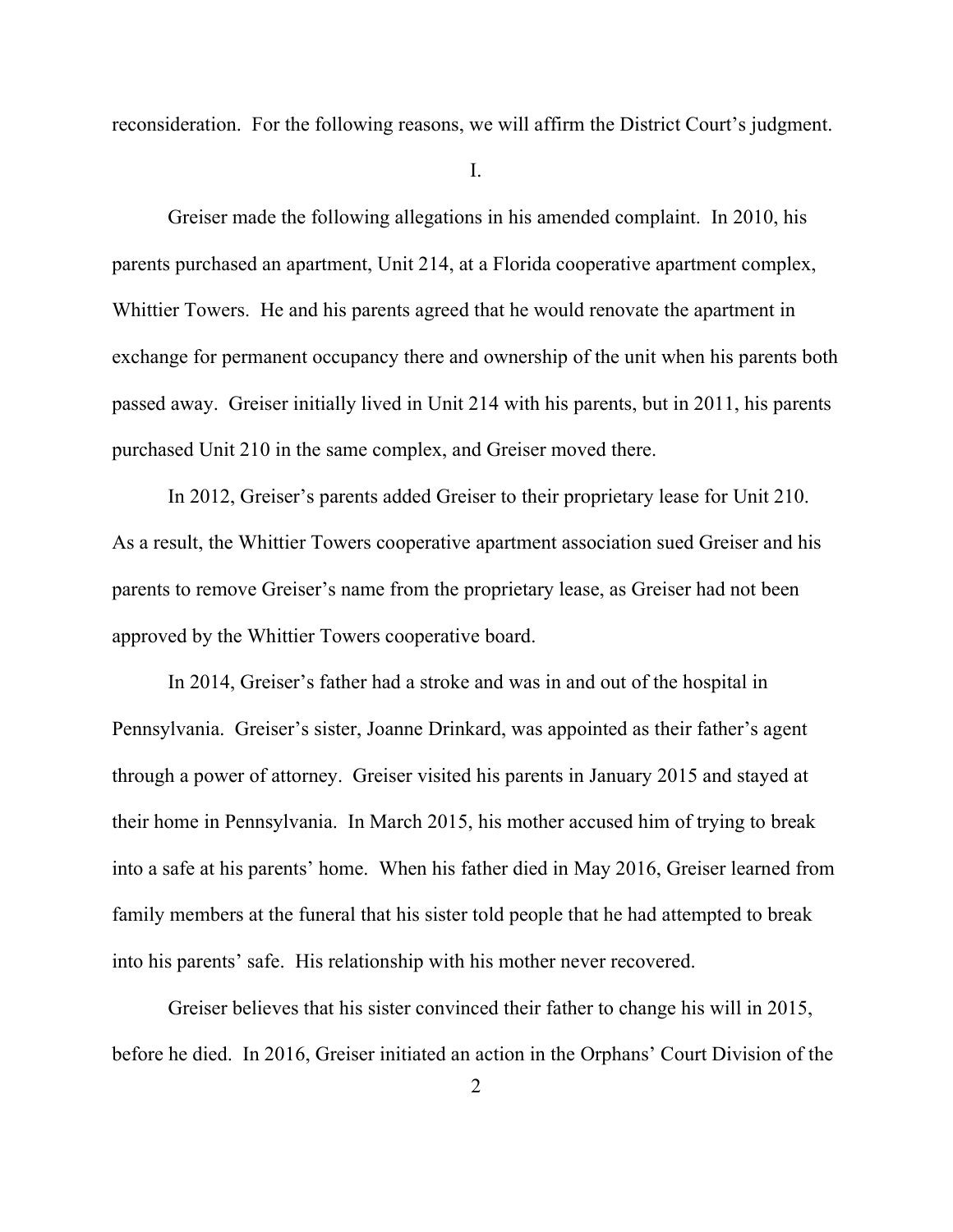reconsideration. For the following reasons, we will affirm the District Court's judgment.

I.

Greiser made the following allegations in his amended complaint. In 2010, his parents purchased an apartment, Unit 214, at a Florida cooperative apartment complex, Whittier Towers. He and his parents agreed that he would renovate the apartment in exchange for permanent occupancy there and ownership of the unit when his parents both passed away. Greiser initially lived in Unit 214 with his parents, but in 2011, his parents purchased Unit 210 in the same complex, and Greiser moved there.

In 2012, Greiser's parents added Greiser to their proprietary lease for Unit 210. As a result, the Whittier Towers cooperative apartment association sued Greiser and his parents to remove Greiser's name from the proprietary lease, as Greiser had not been approved by the Whittier Towers cooperative board.

In 2014, Greiser's father had a stroke and was in and out of the hospital in Pennsylvania. Greiser's sister, Joanne Drinkard, was appointed as their father's agent through a power of attorney. Greiser visited his parents in January 2015 and stayed at their home in Pennsylvania. In March 2015, his mother accused him of trying to break into a safe at his parents' home. When his father died in May 2016, Greiser learned from family members at the funeral that his sister told people that he had attempted to break into his parents' safe. His relationship with his mother never recovered.

Greiser believes that his sister convinced their father to change his will in 2015, before he died. In 2016, Greiser initiated an action in the Orphans' Court Division of the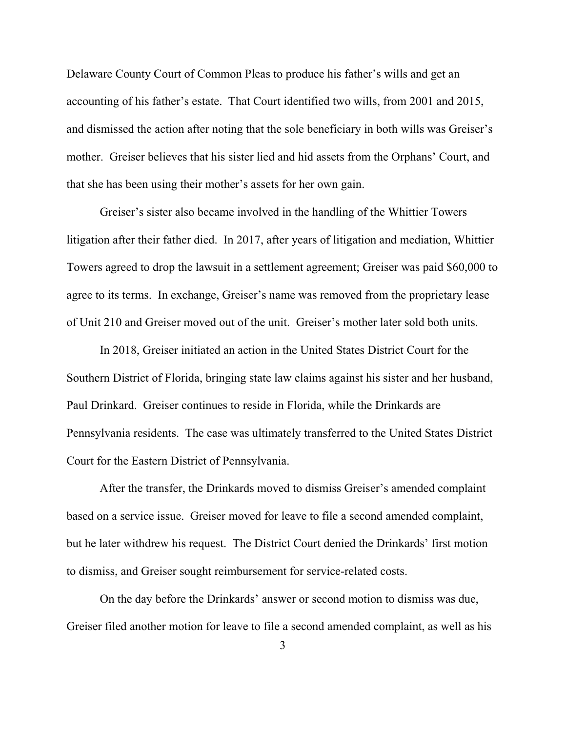Delaware County Court of Common Pleas to produce his father's wills and get an accounting of his father's estate. That Court identified two wills, from 2001 and 2015, and dismissed the action after noting that the sole beneficiary in both wills was Greiser's mother. Greiser believes that his sister lied and hid assets from the Orphans' Court, and that she has been using their mother's assets for her own gain.

Greiser's sister also became involved in the handling of the Whittier Towers litigation after their father died. In 2017, after years of litigation and mediation, Whittier Towers agreed to drop the lawsuit in a settlement agreement; Greiser was paid $60,000 to agree to its terms. In exchange, Greiser's name was removed from the proprietary lease of Unit 210 and Greiser moved out of the unit. Greiser's mother later sold both units.

In 2018, Greiser initiated an action in the United States District Court for the Southern District of Florida, bringing state law claims against his sister and her husband, Paul Drinkard. Greiser continues to reside in Florida, while the Drinkards are Pennsylvania residents. The case was ultimately transferred to the United States District Court for the Eastern District of Pennsylvania.

After the transfer, the Drinkards moved to dismiss Greiser's amended complaint based on a service issue. Greiser moved for leave to file a second amended complaint, but he later withdrew his request. The District Court denied the Drinkards' first motion to dismiss, and Greiser sought reimbursement for service-related costs.

On the day before the Drinkards' answer or second motion to dismiss was due, Greiser filed another motion for leave to file a second amended complaint, as well as his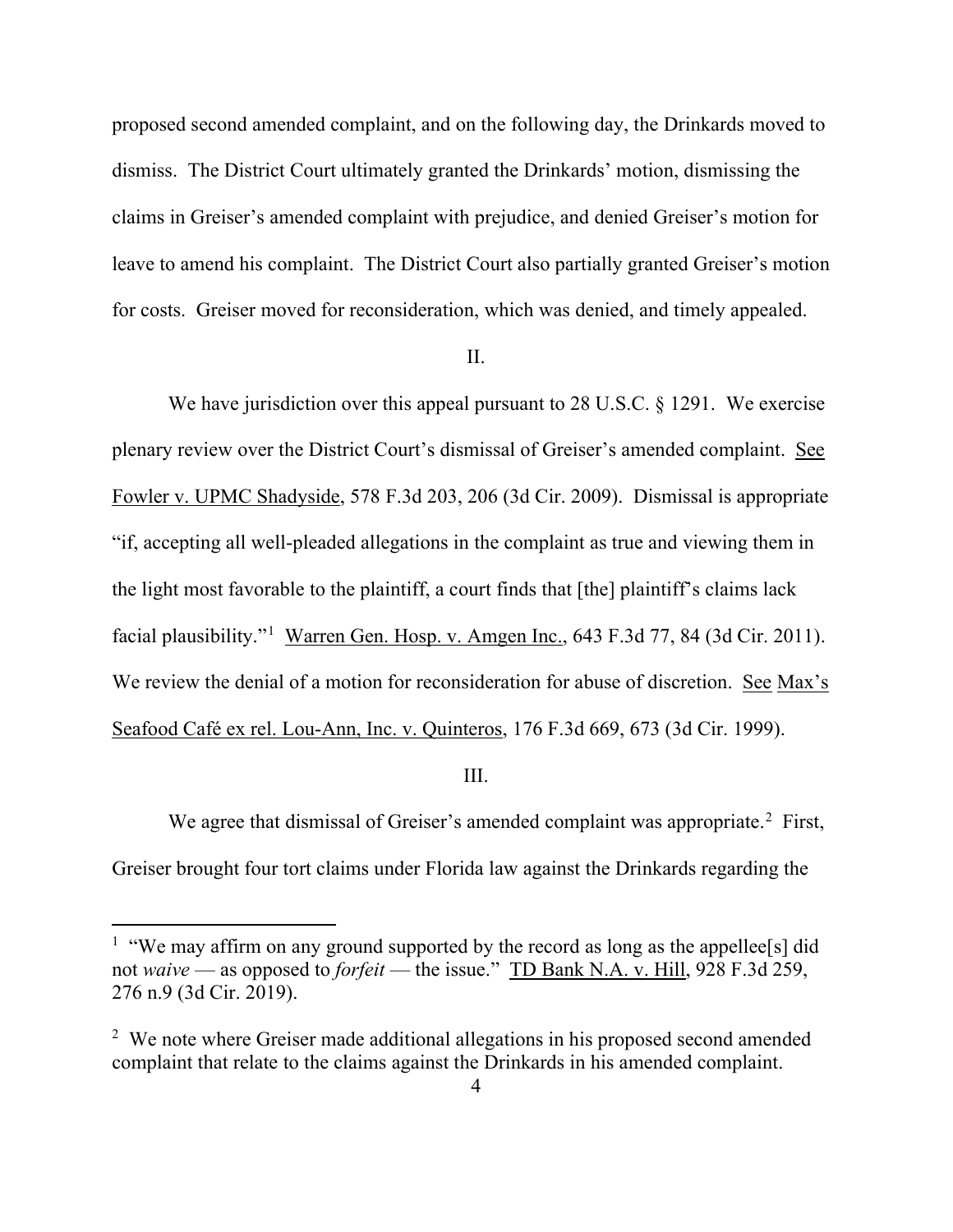proposed second amended complaint, and on the following day, the Drinkards moved to dismiss. The District Court ultimately granted the Drinkards' motion, dismissing the claims in Greiser's amended complaint with prejudice, and denied Greiser's motion for leave to amend his complaint. The District Court also partially granted Greiser's motion for costs. Greiser moved for reconsideration, which was denied, and timely appealed.

II.

We have jurisdiction over this appeal pursuant to 28 U.S.C. § 1291. We exercise plenary review over the District Court's dismissal of Greiser's amended complaint. See Fowler v. UPMC Shadyside, 578 F.3d 203, 206 (3d Cir. 2009). Dismissal is appropriate "if, accepting all well-pleaded allegations in the complaint as true and viewing them in the light most favorable to the plaintiff, a court finds that [the] plaintiff's claims lack facial plausibility."[1] Warren Gen. Hosp. v. Amgen Inc., 643 F.3d 77, 84 (3d Cir. 2011). We review the denial of a motion for reconsideration for abuse of discretion. See Max's Seafood Café ex rel. Lou-Ann, Inc. v. Quinteros, 176 F.3d 669, 673 (3d Cir. 1999).

III.

We agree that dismissal of Greiser's amended complaint was appropriate.[2] First, Greiser brought four tort claims under Florida law against the Drinkards regarding the

---

[1] "We may affirm on any ground supported by the record as long as the appellee[s] did not *waive* — as opposed to *forfeit* — the issue." TD Bank N.A. v. Hill, 928 F.3d 259, 276 n.9 (3d Cir. 2019).

[2] We note where Greiser made additional allegations in his proposed second amended complaint that relate to the claims against the Drinkards in his amended complaint.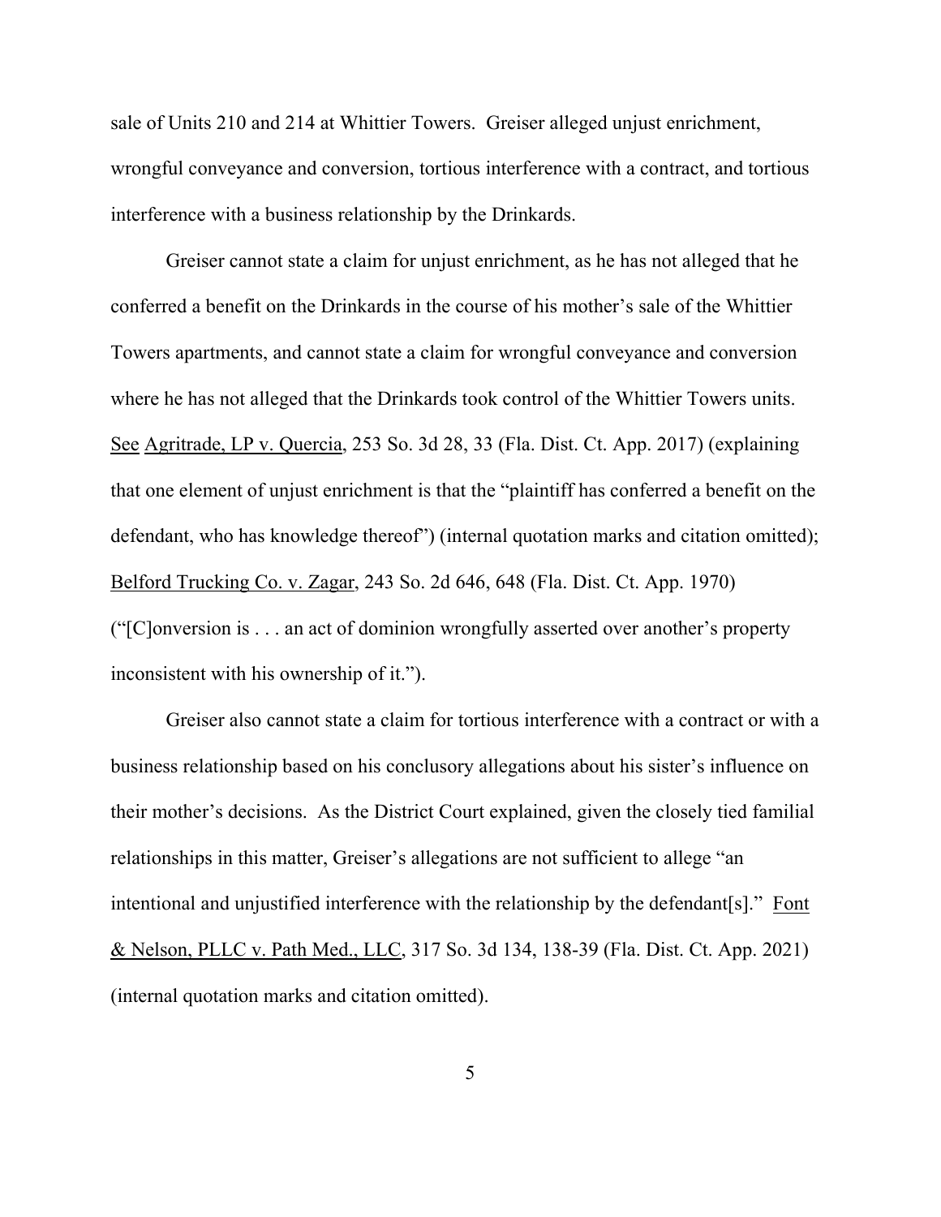sale of Units 210 and 214 at Whittier Towers. Greiser alleged unjust enrichment, wrongful conveyance and conversion, tortious interference with a contract, and tortious interference with a business relationship by the Drinkards.

Greiser cannot state a claim for unjust enrichment, as he has not alleged that he conferred a benefit on the Drinkards in the course of his mother's sale of the Whittier Towers apartments, and cannot state a claim for wrongful conveyance and conversion where he has not alleged that the Drinkards took control of the Whittier Towers units. See Agritrade, LP v. Quercia, 253 So. 3d 28, 33 (Fla. Dist. Ct. App. 2017) (explaining that one element of unjust enrichment is that the "plaintiff has conferred a benefit on the defendant, who has knowledge thereof") (internal quotation marks and citation omitted); Belford Trucking Co. v. Zagar, 243 So. 2d 646, 648 (Fla. Dist. Ct. App. 1970) ("[C]onversion is . . . an act of dominion wrongfully asserted over another's property inconsistent with his ownership of it.").

Greiser also cannot state a claim for tortious interference with a contract or with a business relationship based on his conclusory allegations about his sister's influence on their mother's decisions. As the District Court explained, given the closely tied familial relationships in this matter, Greiser's allegations are not sufficient to allege "an intentional and unjustified interference with the relationship by the defendant[s]." Font & Nelson, PLLC v. Path Med., LLC, 317 So. 3d 134, 138-39 (Fla. Dist. Ct. App. 2021) (internal quotation marks and citation omitted).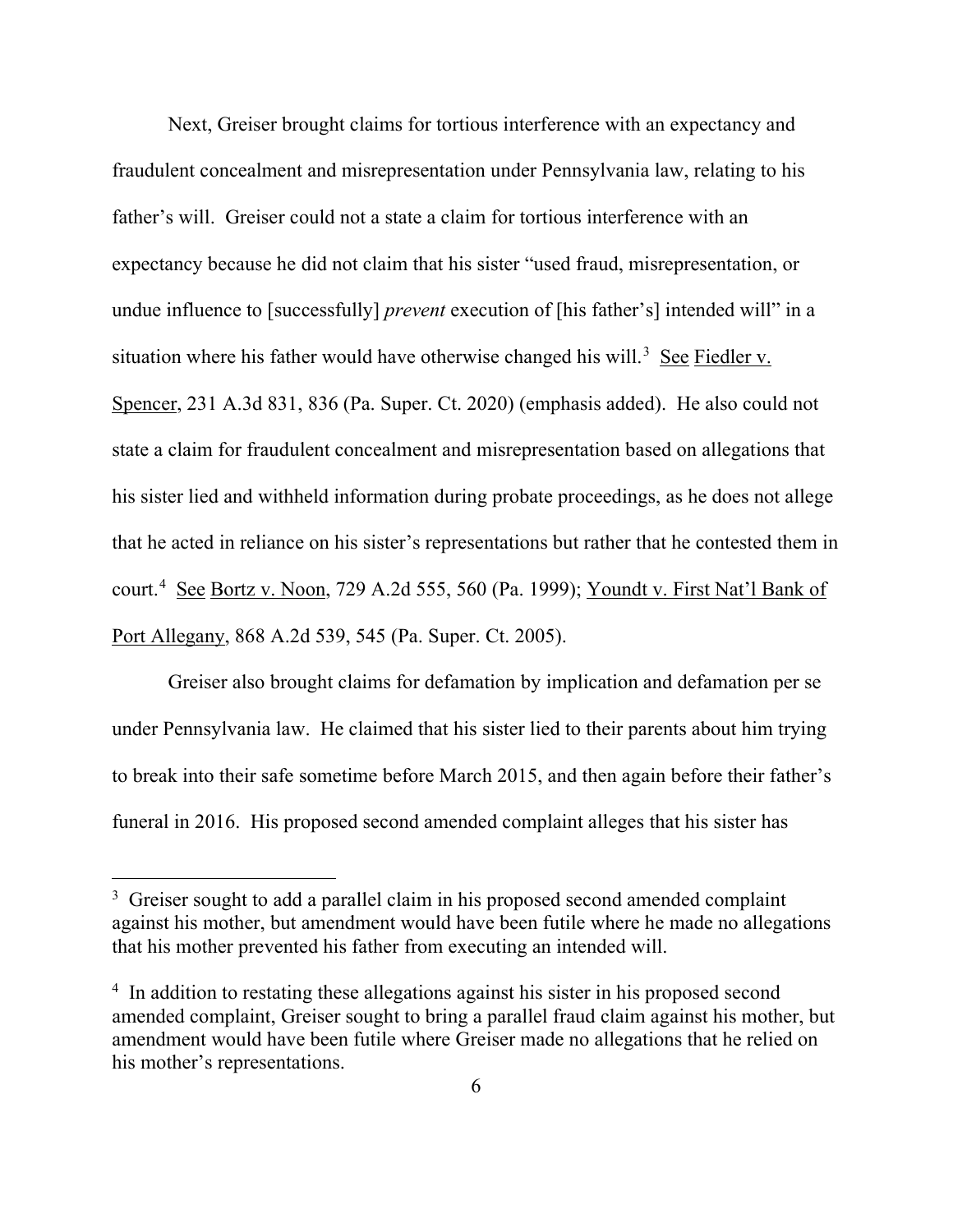Next, Greiser brought claims for tortious interference with an expectancy and fraudulent concealment and misrepresentation under Pennsylvania law, relating to his father's will. Greiser could not a state a claim for tortious interference with an expectancy because he did not claim that his sister "used fraud, misrepresentation, or undue influence to [successfully] *prevent* execution of [his father's] intended will" in a situation where his father would have otherwise changed his will.[3] See Fiedler v. Spencer, 231 A.3d 831, 836 (Pa. Super. Ct. 2020) (emphasis added). He also could not state a claim for fraudulent concealment and misrepresentation based on allegations that his sister lied and withheld information during probate proceedings, as he does not allege that he acted in reliance on his sister's representations but rather that he contested them in court.[4] See Bortz v. Noon, 729 A.2d 555, 560 (Pa. 1999); Youndt v. First Nat'l Bank of Port Allegany, 868 A.2d 539, 545 (Pa. Super. Ct. 2005).

Greiser also brought claims for defamation by implication and defamation per se under Pennsylvania law. He claimed that his sister lied to their parents about him trying to break into their safe sometime before March 2015, and then again before their father's funeral in 2016. His proposed second amended complaint alleges that his sister has

---

[3] Greiser sought to add a parallel claim in his proposed second amended complaint against his mother, but amendment would have been futile where he made no allegations that his mother prevented his father from executing an intended will.

[4] In addition to restating these allegations against his sister in his proposed second amended complaint, Greiser sought to bring a parallel fraud claim against his mother, but amendment would have been futile where Greiser made no allegations that he relied on his mother's representations.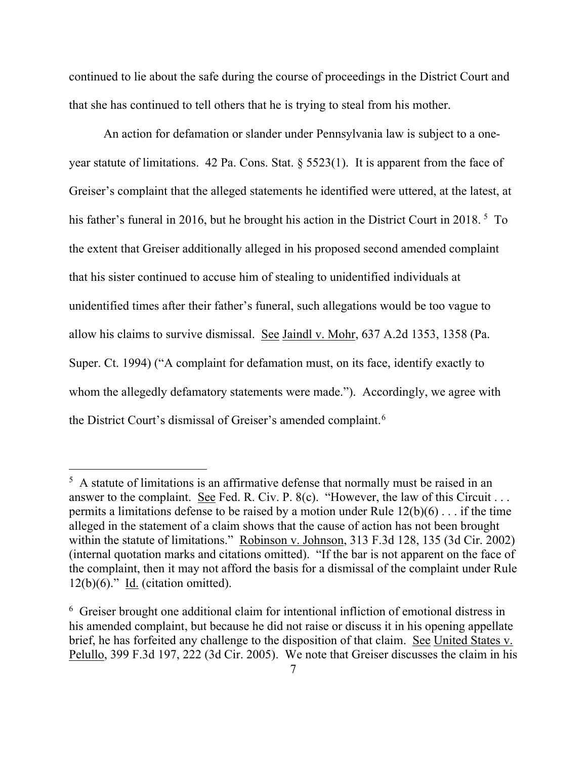continued to lie about the safe during the course of proceedings in the District Court and that she has continued to tell others that he is trying to steal from his mother.

An action for defamation or slander under Pennsylvania law is subject to a one-year statute of limitations. 42 Pa. Cons. Stat. § 5523(1). It is apparent from the face of Greiser's complaint that the alleged statements he identified were uttered, at the latest, at his father's funeral in 2016, but he brought his action in the District Court in 2018.[5] To the extent that Greiser additionally alleged in his proposed second amended complaint that his sister continued to accuse him of stealing to unidentified individuals at unidentified times after their father's funeral, such allegations would be too vague to allow his claims to survive dismissal. See Jaindl v. Mohr, 637 A.2d 1353, 1358 (Pa. Super. Ct. 1994) ("A complaint for defamation must, on its face, identify exactly to whom the allegedly defamatory statements were made."). Accordingly, we agree with the District Court's dismissal of Greiser's amended complaint.[6]

---

[5] A statute of limitations is an affirmative defense that normally must be raised in an answer to the complaint. See Fed. R. Civ. P. 8(c). "However, the law of this Circuit . . . permits a limitations defense to be raised by a motion under Rule 12(b)(6) . . . if the time alleged in the statement of a claim shows that the cause of action has not been brought within the statute of limitations." Robinson v. Johnson, 313 F.3d 128, 135 (3d Cir. 2002) (internal quotation marks and citations omitted). "If the bar is not apparent on the face of the complaint, then it may not afford the basis for a dismissal of the complaint under Rule 12(b)(6)." Id. (citation omitted).

[6] Greiser brought one additional claim for intentional infliction of emotional distress in his amended complaint, but because he did not raise or discuss it in his opening appellate brief, he has forfeited any challenge to the disposition of that claim. See United States v. Pelullo, 399 F.3d 197, 222 (3d Cir. 2005). We note that Greiser discusses the claim in his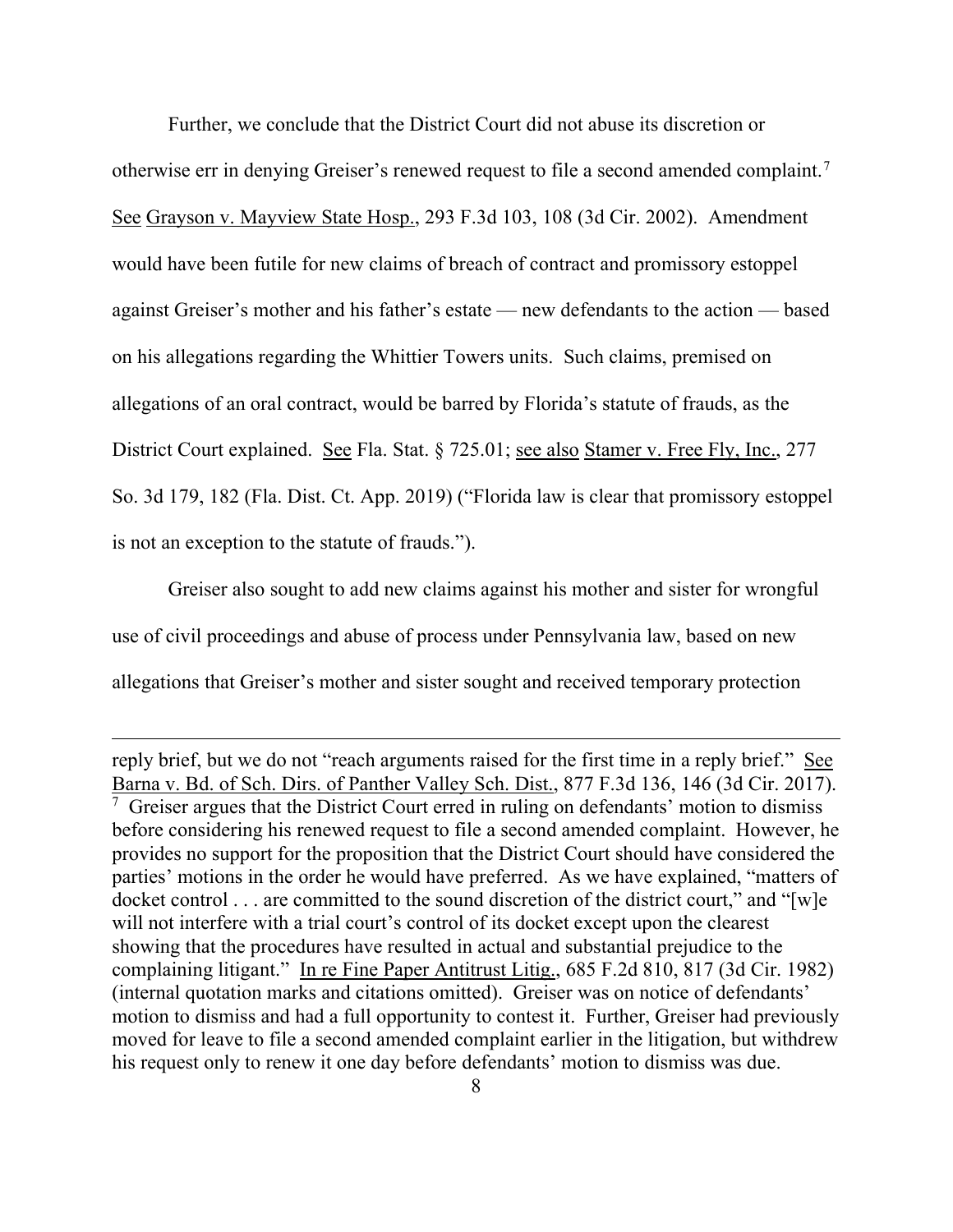Further, we conclude that the District Court did not abuse its discretion or otherwise err in denying Greiser's renewed request to file a second amended complaint.[7] See Grayson v. Mayview State Hosp., 293 F.3d 103, 108 (3d Cir. 2002). Amendment would have been futile for new claims of breach of contract and promissory estoppel against Greiser's mother and his father's estate — new defendants to the action — based on his allegations regarding the Whittier Towers units. Such claims, premised on allegations of an oral contract, would be barred by Florida's statute of frauds, as the District Court explained. See Fla. Stat. § 725.01; see also Stamer v. Free Fly, Inc., 277 So. 3d 179, 182 (Fla. Dist. Ct. App. 2019) ("Florida law is clear that promissory estoppel is not an exception to the statute of frauds.").

Greiser also sought to add new claims against his mother and sister for wrongful use of civil proceedings and abuse of process under Pennsylvania law, based on new allegations that Greiser's mother and sister sought and received temporary protection

---

reply brief, but we do not "reach arguments raised for the first time in a reply brief." See Barna v. Bd. of Sch. Dirs. of Panther Valley Sch. Dist., 877 F.3d 136, 146 (3d Cir. 2017).

[7] Greiser argues that the District Court erred in ruling on defendants' motion to dismiss before considering his renewed request to file a second amended complaint. However, he provides no support for the proposition that the District Court should have considered the parties' motions in the order he would have preferred. As we have explained, "matters of docket control . . . are committed to the sound discretion of the district court," and "[w]e will not interfere with a trial court's control of its docket except upon the clearest showing that the procedures have resulted in actual and substantial prejudice to the complaining litigant." In re Fine Paper Antitrust Litig., 685 F.2d 810, 817 (3d Cir. 1982) (internal quotation marks and citations omitted). Greiser was on notice of defendants' motion to dismiss and had a full opportunity to contest it. Further, Greiser had previously moved for leave to file a second amended complaint earlier in the litigation, but withdrew his request only to renew it one day before defendants' motion to dismiss was due.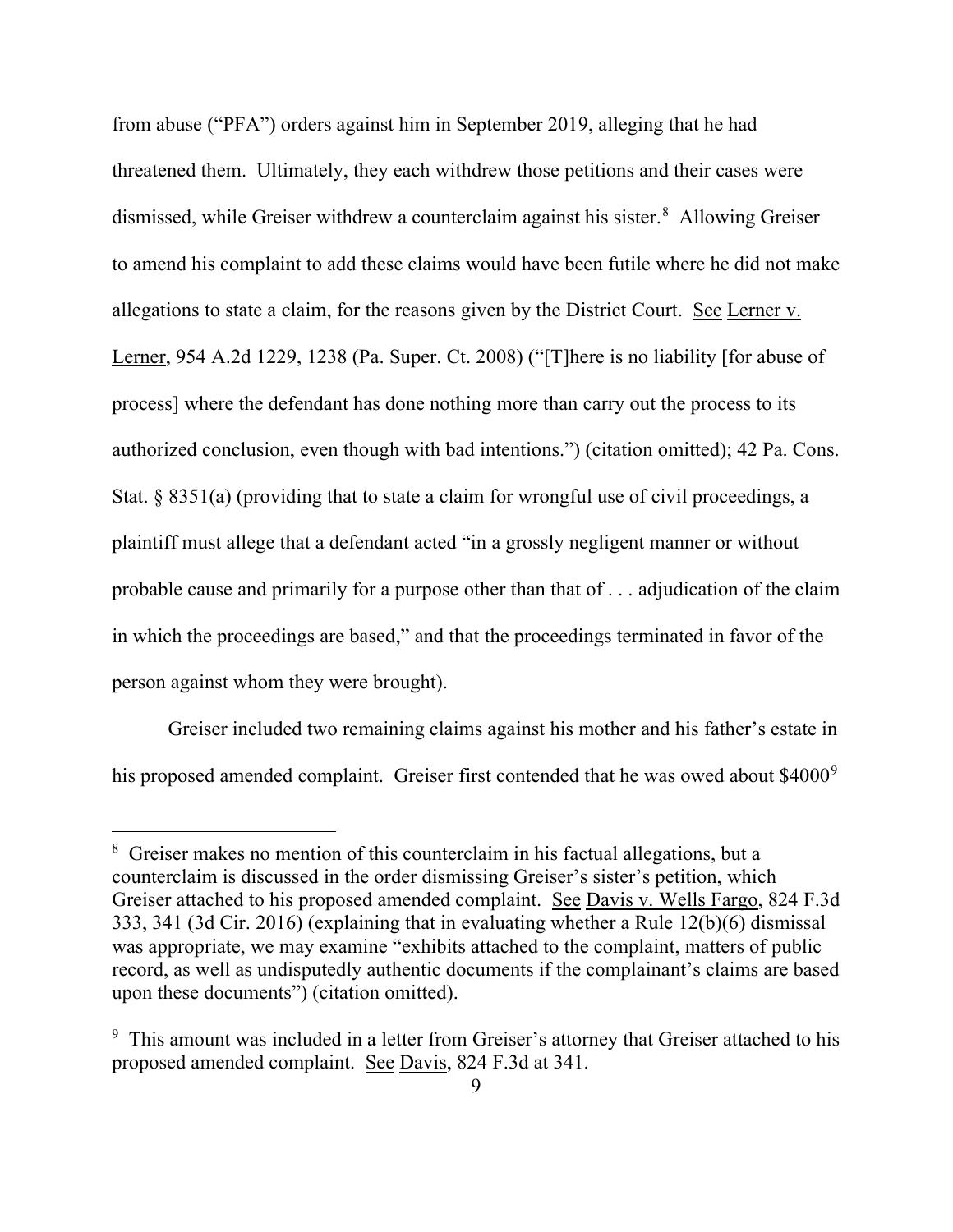from abuse ("PFA") orders against him in September 2019, alleging that he had threatened them. Ultimately, they each withdrew those petitions and their cases were dismissed, while Greiser withdrew a counterclaim against his sister.[8] Allowing Greiser to amend his complaint to add these claims would have been futile where he did not make allegations to state a claim, for the reasons given by the District Court. See Lerner v. Lerner, 954 A.2d 1229, 1238 (Pa. Super. Ct. 2008) ("[T]here is no liability [for abuse of process] where the defendant has done nothing more than carry out the process to its authorized conclusion, even though with bad intentions.") (citation omitted); 42 Pa. Cons. Stat. § 8351(a) (providing that to state a claim for wrongful use of civil proceedings, a plaintiff must allege that a defendant acted "in a grossly negligent manner or without probable cause and primarily for a purpose other than that of . . . adjudication of the claim in which the proceedings are based," and that the proceedings terminated in favor of the person against whom they were brought).

Greiser included two remaining claims against his mother and his father's estate in his proposed amended complaint. Greiser first contended that he was owed about $4000[9]

---

[8] Greiser makes no mention of this counterclaim in his factual allegations, but a counterclaim is discussed in the order dismissing Greiser's sister's petition, which Greiser attached to his proposed amended complaint. See Davis v. Wells Fargo, 824 F.3d 333, 341 (3d Cir. 2016) (explaining that in evaluating whether a Rule 12(b)(6) dismissal was appropriate, we may examine "exhibits attached to the complaint, matters of public record, as well as undisputedly authentic documents if the complainant's claims are based upon these documents") (citation omitted).

[9] This amount was included in a letter from Greiser's attorney that Greiser attached to his proposed amended complaint. See Davis, 824 F.3d at 341.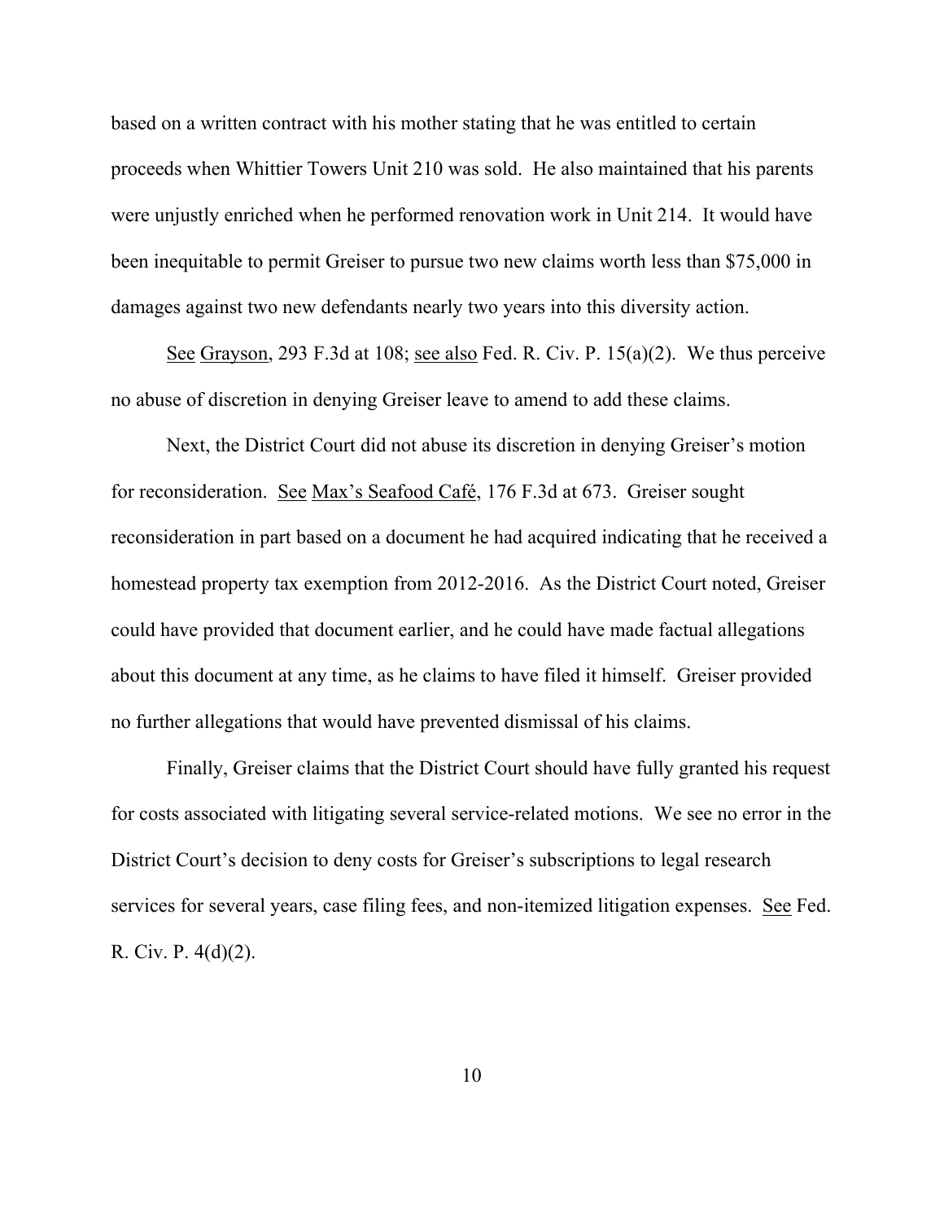based on a written contract with his mother stating that he was entitled to certain proceeds when Whittier Towers Unit 210 was sold. He also maintained that his parents were unjustly enriched when he performed renovation work in Unit 214. It would have been inequitable to permit Greiser to pursue two new claims worth less than $75,000 in damages against two new defendants nearly two years into this diversity action.

See Grayson, 293 F.3d at 108; see also Fed. R. Civ. P. 15(a)(2). We thus perceive no abuse of discretion in denying Greiser leave to amend to add these claims.

Next, the District Court did not abuse its discretion in denying Greiser's motion for reconsideration. See Max's Seafood Café, 176 F.3d at 673. Greiser sought reconsideration in part based on a document he had acquired indicating that he received a homestead property tax exemption from 2012-2016. As the District Court noted, Greiser could have provided that document earlier, and he could have made factual allegations about this document at any time, as he claims to have filed it himself. Greiser provided no further allegations that would have prevented dismissal of his claims.

Finally, Greiser claims that the District Court should have fully granted his request for costs associated with litigating several service-related motions. We see no error in the District Court's decision to deny costs for Greiser's subscriptions to legal research services for several years, case filing fees, and non-itemized litigation expenses. See Fed. R. Civ. P. 4(d)(2).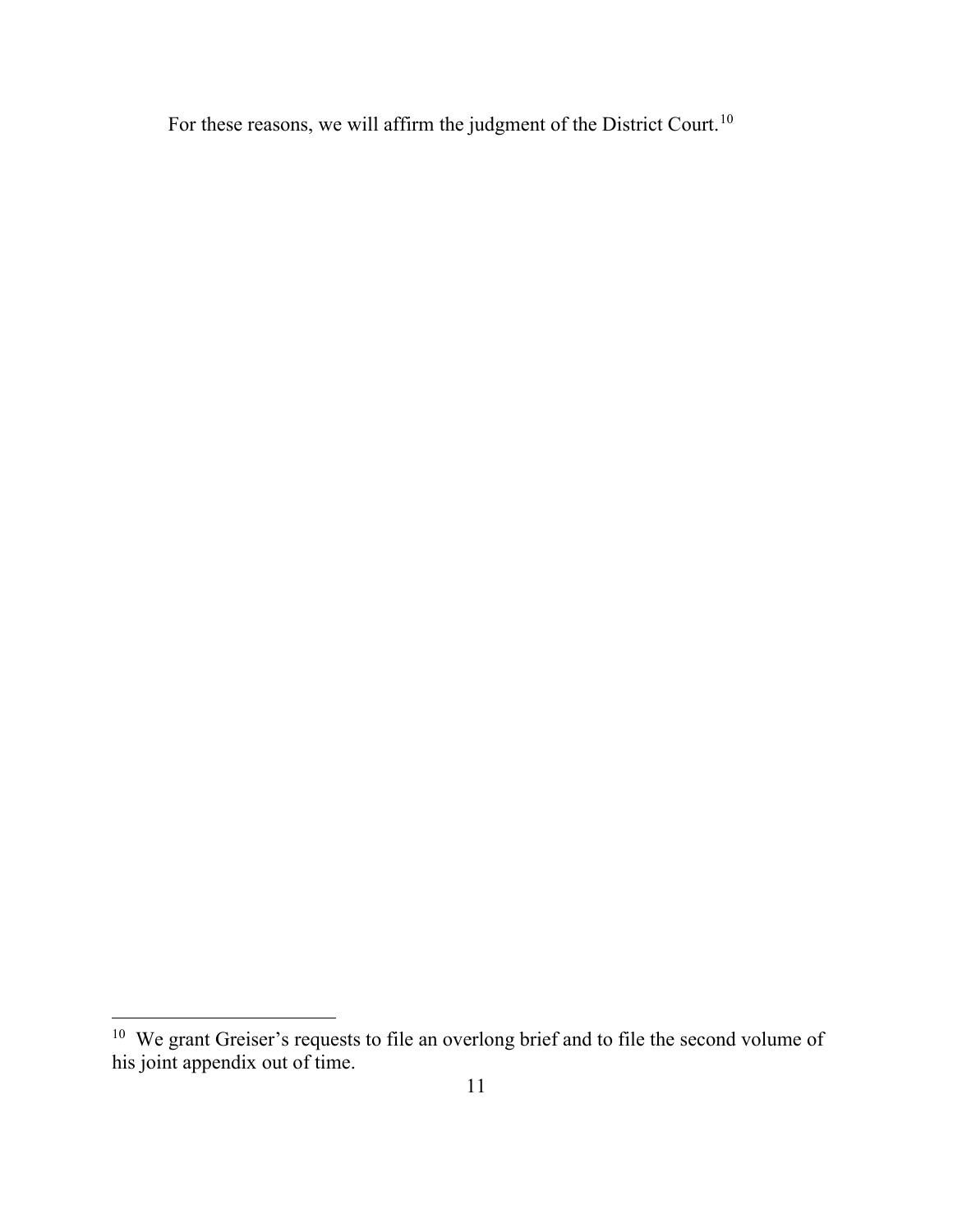For these reasons, we will affirm the judgment of the District Court.[10]

---

[10] We grant Greiser's requests to file an overlong brief and to file the second volume of his joint appendix out of time.